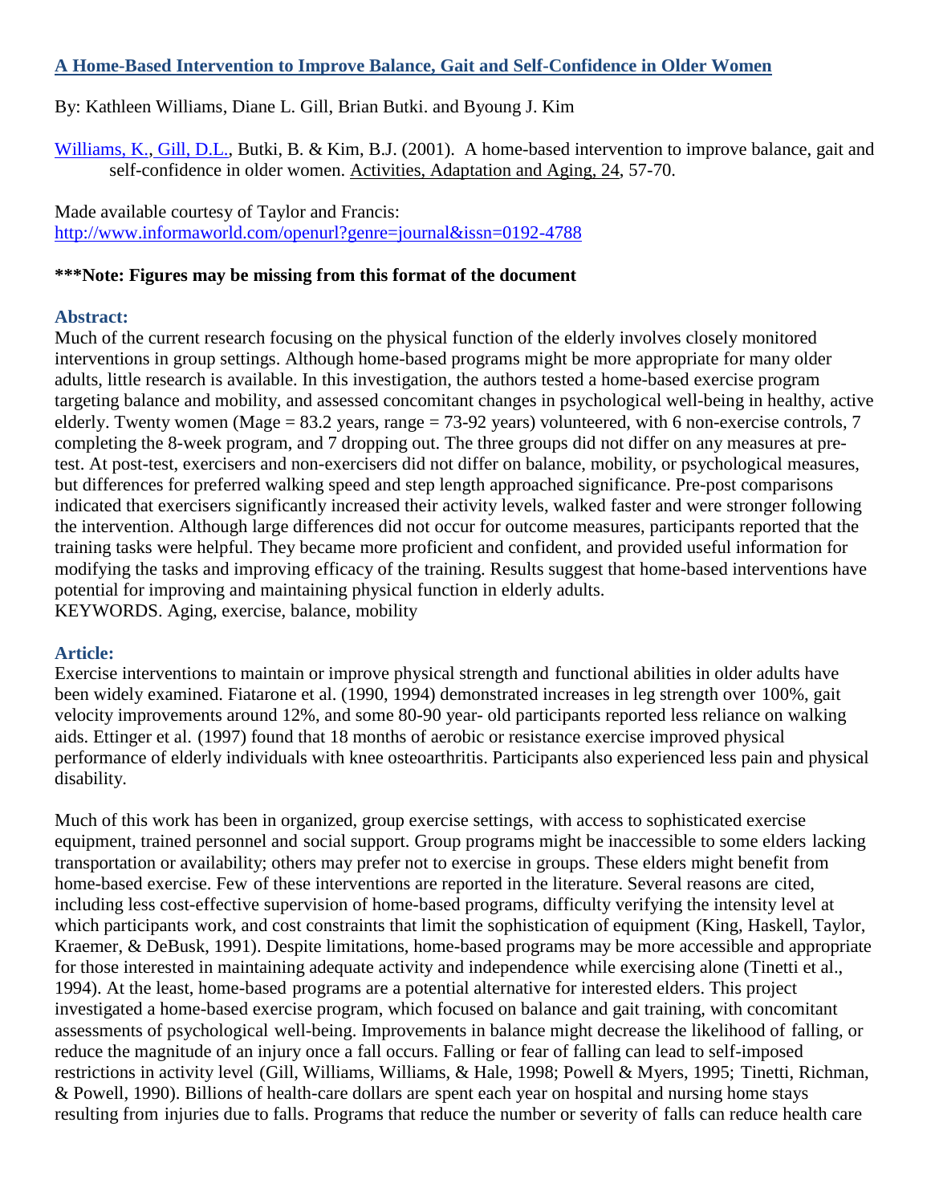# [A Home-Based Intervention to Improve Balance, Gait and Self-Confidence in Older Women](#)

By: Kathleen Williams, Diane L. Gill, Brian Butki. and Byoung J. Kim

[Williams, K.](#), [Gill, D.L.](#), Butki, B. & Kim, B.J. (2001). A home-based intervention to improve balance, gait and self-confidence in older women. Activities, Adaptation and Aging, 24, 57-70.

Made available courtesy of Taylor and Francis: [http://www.informaworld.com/openurl?genre=journal&issn=0192-4788](http://www.informaworld.com/openurl?genre=journal&issn=0192-4788)

**\*\*\*Note: Figures may be missing from this format of the document**

## Abstract:

Much of the current research focusing on the physical function of the elderly involves closely monitored interventions in group settings. Although home-based programs might be more appropriate for many older adults, little research is available. In this investigation, the authors tested a home-based exercise program targeting balance and mobility, and assessed concomitant changes in psychological well-being in healthy, active elderly. Twenty women (Mage = 83.2 years, range = 73-92 years) volunteered, with 6 non-exercise controls, 7 completing the 8-week program, and 7 dropping out. The three groups did not differ on any measures at pre-test. At post-test, exercisers and non-exercisers did not differ on balance, mobility, or psychological measures, but differences for preferred walking speed and step length approached significance. Pre-post comparisons indicated that exercisers significantly increased their activity levels, walked faster and were stronger following the intervention. Although large differences did not occur for outcome measures, participants reported that the training tasks were helpful. They became more proficient and confident, and provided useful information for modifying the tasks and improving efficacy of the training. Results suggest that home-based interventions have potential for improving and maintaining physical function in elderly adults.

KEYWORDS. Aging, exercise, balance, mobility

## Article:

Exercise interventions to maintain or improve physical strength and functional abilities in older adults have been widely examined. Fiatarone et al. (1990, 1994) demonstrated increases in leg strength over 100%, gait velocity improvements around 12%, and some 80-90 year- old participants reported less reliance on walking aids. Ettinger et al. (1997) found that 18 months of aerobic or resistance exercise improved physical performance of elderly individuals with knee osteoarthritis. Participants also experienced less pain and physical disability.

Much of this work has been in organized, group exercise settings, with access to sophisticated exercise equipment, trained personnel and social support. Group programs might be inaccessible to some elders lacking transportation or availability; others may prefer not to exercise in groups. These elders might benefit from home-based exercise. Few of these interventions are reported in the literature. Several reasons are cited, including less cost-effective supervision of home-based programs, difficulty verifying the intensity level at which participants work, and cost constraints that limit the sophistication of equipment (King, Haskell, Taylor, Kraemer, & DeBusk, 1991). Despite limitations, home-based programs may be more accessible and appropriate for those interested in maintaining adequate activity and independence while exercising alone (Tinetti et al., 1994). At the least, home-based programs are a potential alternative for interested elders. This project investigated a home-based exercise program, which focused on balance and gait training, with concomitant assessments of psychological well-being. Improvements in balance might decrease the likelihood of falling, or reduce the magnitude of an injury once a fall occurs. Falling or fear of falling can lead to self-imposed restrictions in activity level (Gill, Williams, Williams, & Hale, 1998; Powell & Myers, 1995; Tinetti, Richman, & Powell, 1990). Billions of health-care dollars are spent each year on hospital and nursing home stays resulting from injuries due to falls. Programs that reduce the number or severity of falls can reduce health care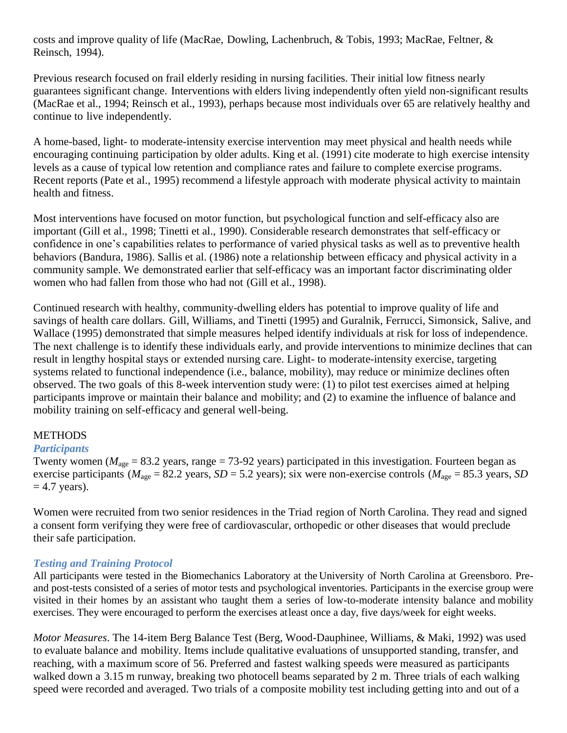costs and improve quality of life (MacRae, Dowling, Lachenbruch, & Tobis, 1993; MacRae, Feltner, & Reinsch, 1994).

Previous research focused on frail elderly residing in nursing facilities. Their initial low fitness nearly guarantees significant change. Interventions with elders living independently often yield non-significant results (MacRae et al., 1994; Reinsch et al., 1993), perhaps because most individuals over 65 are relatively healthy and continue to live independently.

A home-based, light- to moderate-intensity exercise intervention may meet physical and health needs while encouraging continuing participation by older adults. King et al. (1991) cite moderate to high exercise intensity levels as a cause of typical low retention and compliance rates and failure to complete exercise programs. Recent reports (Pate et al., 1995) recommend a lifestyle approach with moderate physical activity to maintain health and fitness.

Most interventions have focused on motor function, but psychological function and self-efficacy also are important (Gill et al., 1998; Tinetti et al., 1990). Considerable research demonstrates that self-efficacy or confidence in one's capabilities relates to performance of varied physical tasks as well as to preventive health behaviors (Bandura, 1986). Sallis et al. (1986) note a relationship between efficacy and physical activity in a community sample. We demonstrated earlier that self-efficacy was an important factor discriminating older women who had fallen from those who had not (Gill et al., 1998).

Continued research with healthy, community-dwelling elders has potential to improve quality of life and savings of health care dollars. Gill, Williams, and Tinetti (1995) and Guralnik, Ferrucci, Simonsick, Salive, and Wallace (1995) demonstrated that simple measures helped identify individuals at risk for loss of independence. The next challenge is to identify these individuals early, and provide interventions to minimize declines that can result in lengthy hospital stays or extended nursing care. Light- to moderate-intensity exercise, targeting systems related to functional independence (i.e., balance, mobility), may reduce or minimize declines often observed. The two goals of this 8-week intervention study were: (1) to pilot test exercises aimed at helping participants improve or maintain their balance and mobility; and (2) to examine the influence of balance and mobility training on self-efficacy and general well-being.

## METHODS

### *Participants*

Twenty women ($M_{age}$ = 83.2 years, range = 73-92 years) participated in this investigation. Fourteen began as exercise participants ($M_{age}$ = 82.2 years, $SD$ = 5.2 years); six were non-exercise controls ($M_{age}$ = 85.3 years, $SD$ = 4.7 years).

Women were recruited from two senior residences in the Triad region of North Carolina. They read and signed a consent form verifying they were free of cardiovascular, orthopedic or other diseases that would preclude their safe participation.

### *Testing and Training Protocol*

All participants were tested in the Biomechanics Laboratory at the University of North Carolina at Greensboro. Pre- and post-tests consisted of a series of motor tests and psychological inventories. Participants in the exercise group were visited in their homes by an assistant who taught them a series of low-to-moderate intensity balance and mobility exercises. They were encouraged to perform the exercises atleast once a day, five days/week for eight weeks.

*Motor Measures*. The 14-item Berg Balance Test (Berg, Wood-Dauphinee, Williams, & Maki, 1992) was used to evaluate balance and mobility. Items include qualitative evaluations of unsupported standing, transfer, and reaching, with a maximum score of 56. Preferred and fastest walking speeds were measured as participants walked down a 3.15 m runway, breaking two photocell beams separated by 2 m. Three trials of each walking speed were recorded and averaged. Two trials of a composite mobility test including getting into and out of a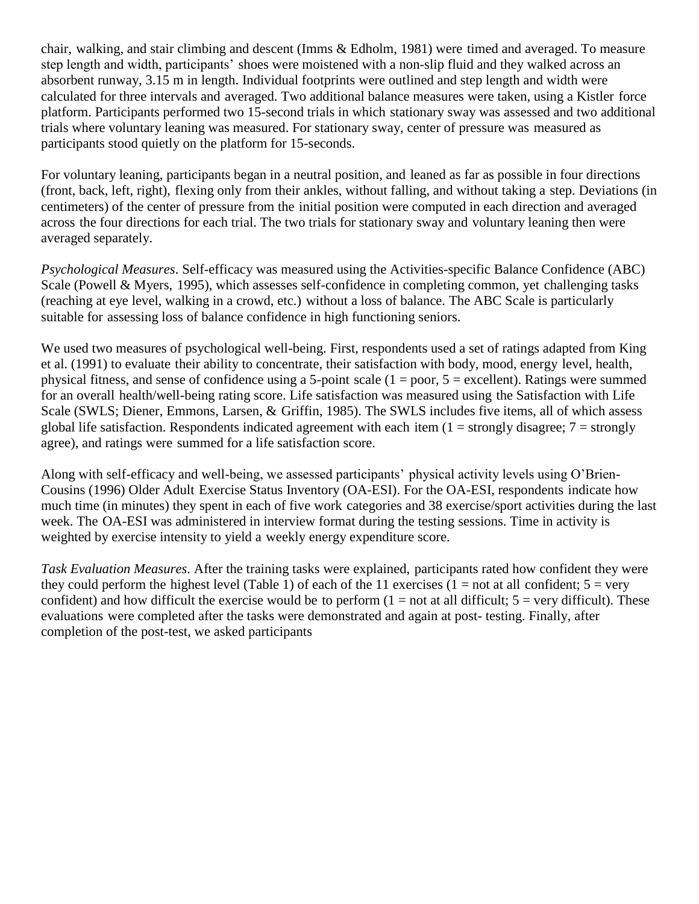chair, walking, and stair climbing and descent (Imms & Edholm, 1981) were timed and averaged. To measure step length and width, participants' shoes were moistened with a non-slip fluid and they walked across an absorbent runway, 3.15 m in length. Individual footprints were outlined and step length and width were calculated for three intervals and averaged. Two additional balance measures were taken, using a Kistler force platform. Participants performed two 15-second trials in which stationary sway was assessed and two additional trials where voluntary leaning was measured. For stationary sway, center of pressure was measured as participants stood quietly on the platform for 15-seconds.

For voluntary leaning, participants began in a neutral position, and leaned as far as possible in four directions (front, back, left, right), flexing only from their ankles, without falling, and without taking a step. Deviations (in centimeters) of the center of pressure from the initial position were computed in each direction and averaged across the four directions for each trial. The two trials for stationary sway and voluntary leaning then were averaged separately.

*Psychological Measures*. Self-efficacy was measured using the Activities-specific Balance Confidence (ABC) Scale (Powell & Myers, 1995), which assesses self-confidence in completing common, yet challenging tasks (reaching at eye level, walking in a crowd, etc.) without a loss of balance. The ABC Scale is particularly suitable for assessing loss of balance confidence in high functioning seniors.

We used two measures of psychological well-being. First, respondents used a set of ratings adapted from King et al. (1991) to evaluate their ability to concentrate, their satisfaction with body, mood, energy level, health, physical fitness, and sense of confidence using a 5-point scale (1 = poor, 5 = excellent). Ratings were summed for an overall health/well-being rating score. Life satisfaction was measured using the Satisfaction with Life Scale (SWLS; Diener, Emmons, Larsen, & Griffin, 1985). The SWLS includes five items, all of which assess global life satisfaction. Respondents indicated agreement with each item (1 = strongly disagree; 7 = strongly agree), and ratings were summed for a life satisfaction score.

Along with self-efficacy and well-being, we assessed participants' physical activity levels using O'Brien-Cousins (1996) Older Adult Exercise Status Inventory (OA-ESI). For the OA-ESI, respondents indicate how much time (in minutes) they spent in each of five work categories and 38 exercise/sport activities during the last week. The OA-ESI was administered in interview format during the testing sessions. Time in activity is weighted by exercise intensity to yield a weekly energy expenditure score.

*Task Evaluation Measures*. After the training tasks were explained, participants rated how confident they were they could perform the highest level (Table 1) of each of the 11 exercises (1 = not at all confident; 5 = very confident) and how difficult the exercise would be to perform (1 = not at all difficult; 5 = very difficult). These evaluations were completed after the tasks were demonstrated and again at post- testing. Finally, after completion of the post-test, we asked participants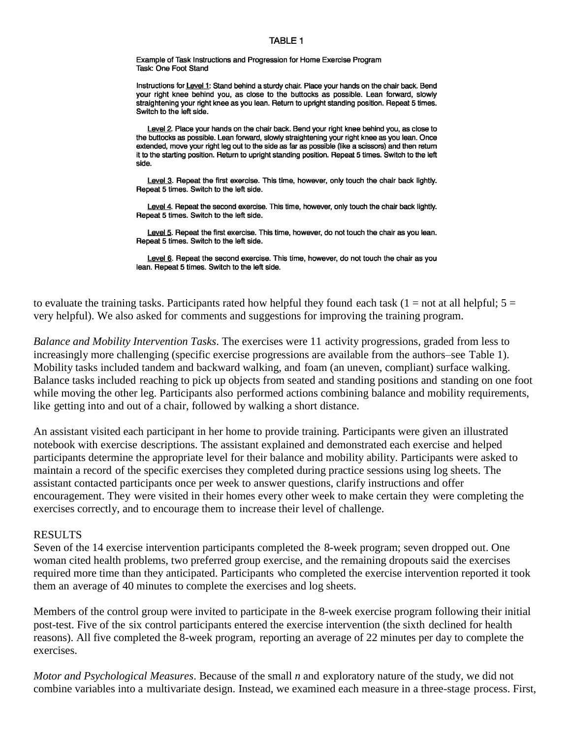**TABLE 1**

Example of Task Instructions and Progression for Home Exercise Program
Task: One Foot Stand

Instructions for Level 1: Stand behind a sturdy chair. Place your hands on the chair back. Bend your right knee behind you, as close to the buttocks as possible. Lean forward, slowly straightening your right knee as you lean. Return to upright standing position. Repeat 5 times. Switch to the left side.

Level 2. Place your hands on the chair back. Bend your right knee behind you, as close to the buttocks as possible. Lean forward, slowly straightening your right knee as you lean. Once extended, move your right leg out to the side as far as possible (like a scissors) and then return it to the starting position. Return to upright standing position. Repeat 5 times. Switch to the left side.

Level 3. Repeat the first exercise. This time, however, only touch the chair back lightly. Repeat 5 times. Switch to the left side.

Level 4. Repeat the second exercise. This time, however, only touch the chair back lightly. Repeat 5 times. Switch to the left side.

Level 5. Repeat the first exercise. This time, however, do not touch the chair as you lean. Repeat 5 times. Switch to the left side.

Level 6. Repeat the second exercise. This time, however, do not touch the chair as you lean. Repeat 5 times. Switch to the left side.

to evaluate the training tasks. Participants rated how helpful they found each task (1 = not at all helpful; 5 = very helpful). We also asked for comments and suggestions for improving the training program.

*Balance and Mobility Intervention Tasks*. The exercises were 11 activity progressions, graded from less to increasingly more challenging (specific exercise progressions are available from the authors–see Table 1). Mobility tasks included tandem and backward walking, and foam (an uneven, compliant) surface walking. Balance tasks included reaching to pick up objects from seated and standing positions and standing on one foot while moving the other leg. Participants also performed actions combining balance and mobility requirements, like getting into and out of a chair, followed by walking a short distance.

An assistant visited each participant in her home to provide training. Participants were given an illustrated notebook with exercise descriptions. The assistant explained and demonstrated each exercise and helped participants determine the appropriate level for their balance and mobility ability. Participants were asked to maintain a record of the specific exercises they completed during practice sessions using log sheets. The assistant contacted participants once per week to answer questions, clarify instructions and offer encouragement. They were visited in their homes every other week to make certain they were completing the exercises correctly, and to encourage them to increase their level of challenge.

## RESULTS

Seven of the 14 exercise intervention participants completed the 8-week program; seven dropped out. One woman cited health problems, two preferred group exercise, and the remaining dropouts said the exercises required more time than they anticipated. Participants who completed the exercise intervention reported it took them an average of 40 minutes to complete the exercises and log sheets.

Members of the control group were invited to participate in the 8-week exercise program following their initial post-test. Five of the six control participants entered the exercise intervention (the sixth declined for health reasons). All five completed the 8-week program, reporting an average of 22 minutes per day to complete the exercises.

*Motor and Psychological Measures*. Because of the small *n* and exploratory nature of the study, we did not combine variables into a multivariate design. Instead, we examined each measure in a three-stage process. First,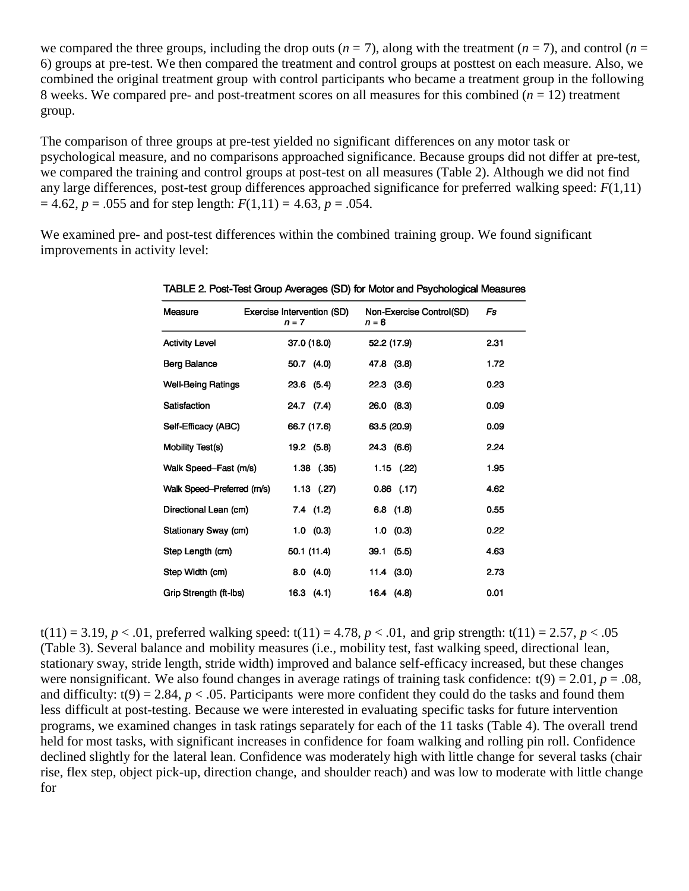we compared the three groups, including the drop outs ($n$ = 7), along with the treatment ($n$ = 7), and control ($n$ = 6) groups at pre-test. We then compared the treatment and control groups at posttest on each measure. Also, we combined the original treatment group with control participants who became a treatment group in the following 8 weeks. We compared pre- and post-treatment scores on all measures for this combined ($n$ = 12) treatment group.

The comparison of three groups at pre-test yielded no significant differences on any motor task or psychological measure, and no comparisons approached significance. Because groups did not differ at pre-test, we compared the training and control groups at post-test on all measures (Table 2). Although we did not find any large differences, post-test group differences approached significance for preferred walking speed: $F(1,11) = 4.62$, $p = .055$ and for step length: $F(1,11) = 4.63$, $p = .054$.

We examined pre- and post-test differences within the combined training group. We found significant improvements in activity level:

TABLE 2. Post-Test Group Averages (SD) for Motor and Psychological Measures

| Measure | Exercise Intervention (SD) $n = 7$ | Non-Exercise Control(SD) $n = 6$ | *Fs* |
|---|---|---|---|
| Activity Level | 37.0 (18.0) | 52.2 (17.9) | 2.31 |
| Berg Balance | 50.7 (4.0) | 47.8 (3.8) | 1.72 |
| Well-Being Ratings | 23.6 (5.4) | 22.3 (3.6) | 0.23 |
| Satisfaction | 24.7 (7.4) | 26.0 (8.3) | 0.09 |
| Self-Efficacy (ABC) | 66.7 (17.6) | 63.5 (20.9) | 0.09 |
| Mobility Test(s) | 19.2 (5.8) | 24.3 (6.6) | 2.24 |
| Walk Speed–Fast (m/s) | 1.38 (.35) | 1.15 (.22) | 1.95 |
| Walk Speed–Preferred (m/s) | 1.13 (.27) | 0.86 (.17) | 4.62 |
| Directional Lean (cm) | 7.4 (1.2) | 6.8 (1.8) | 0.55 |
| Stationary Sway (cm) | 1.0 (0.3) | 1.0 (0.3) | 0.22 |
| Step Length (cm) | 50.1 (11.4) | 39.1 (5.5) | 4.63 |
| Step Width (cm) | 8.0 (4.0) | 11.4 (3.0) | 2.73 |
| Grip Strength (ft-lbs) | 16.3 (4.1) | 16.4 (4.8) | 0.01 |

$t(11) = 3.19$, $p < .01$, preferred walking speed: $t(11) = 4.78$, $p < .01$, and grip strength: $t(11) = 2.57$, $p < .05$ (Table 3). Several balance and mobility measures (i.e., mobility test, fast walking speed, directional lean, stationary sway, stride length, stride width) improved and balance self-efficacy increased, but these changes were nonsignificant. We also found changes in average ratings of training task confidence: $t(9) = 2.01$, $p = .08$, and difficulty: $t(9) = 2.84$, $p < .05$. Participants were more confident they could do the tasks and found them less difficult at post-testing. Because we were interested in evaluating specific tasks for future intervention programs, we examined changes in task ratings separately for each of the 11 tasks (Table 4). The overall trend held for most tasks, with significant increases in confidence for foam walking and rolling pin roll. Confidence declined slightly for the lateral lean. Confidence was moderately high with little change for several tasks (chair rise, flex step, object pick-up, direction change, and shoulder reach) and was low to moderate with little change for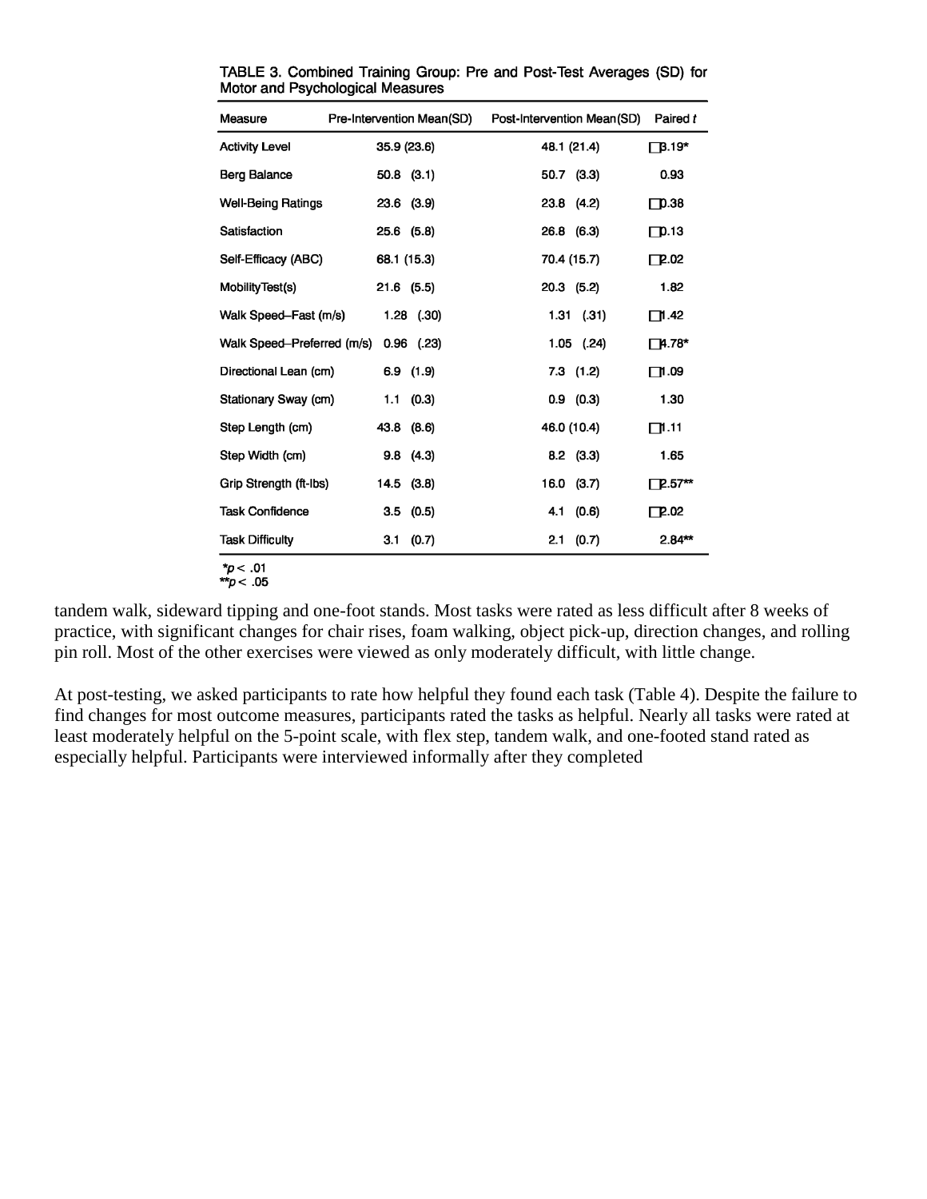TABLE 3. Combined Training Group: Pre and Post-Test Averages (SD) for Motor and Psychological Measures

| Measure | Pre-Intervention Mean(SD) | Post-Intervention Mean(SD) | Paired *t* |
|---|---|---|---|
| Activity Level | 35.9 (23.6) | 48.1 (21.4) | □3.19* |
| Berg Balance | 50.8 (3.1) | 50.7 (3.3) | 0.93 |
| Well-Being Ratings | 23.6 (3.9) | 23.8 (4.2) | □0.38 |
| Satisfaction | 25.6 (5.8) | 26.8 (6.3) | □0.13 |
| Self-Efficacy (ABC) | 68.1 (15.3) | 70.4 (15.7) | □2.02 |
| MobilityTest(s) | 21.6 (5.5) | 20.3 (5.2) | 1.82 |
| Walk Speed–Fast (m/s) | 1.28 (.30) | 1.31 (.31) | □1.42 |
| Walk Speed–Preferred (m/s) | 0.96 (.23) | 1.05 (.24) | □4.78* |
| Directional Lean (cm) | 6.9 (1.9) | 7.3 (1.2) | □1.09 |
| Stationary Sway (cm) | 1.1 (0.3) | 0.9 (0.3) | 1.30 |
| Step Length (cm) | 43.8 (8.6) | 46.0 (10.4) | □1.11 |
| Step Width (cm) | 9.8 (4.3) | 8.2 (3.3) | 1.65 |
| Grip Strength (ft-lbs) | 14.5 (3.8) | 16.0 (3.7) | □2.57** |
| Task Confidence | 3.5 (0.5) | 4.1 (0.6) | □2.02 |
| Task Difficulty | 3.1 (0.7) | 2.1 (0.7) | 2.84** |

*$p < .01$
**$p < .05$

tandem walk, sideward tipping and one-foot stands. Most tasks were rated as less difficult after 8 weeks of practice, with significant changes for chair rises, foam walking, object pick-up, direction changes, and rolling pin roll. Most of the other exercises were viewed as only moderately difficult, with little change.

At post-testing, we asked participants to rate how helpful they found each task (Table 4). Despite the failure to find changes for most outcome measures, participants rated the tasks as helpful. Nearly all tasks were rated at least moderately helpful on the 5-point scale, with flex step, tandem walk, and one-footed stand rated as especially helpful. Participants were interviewed informally after they completed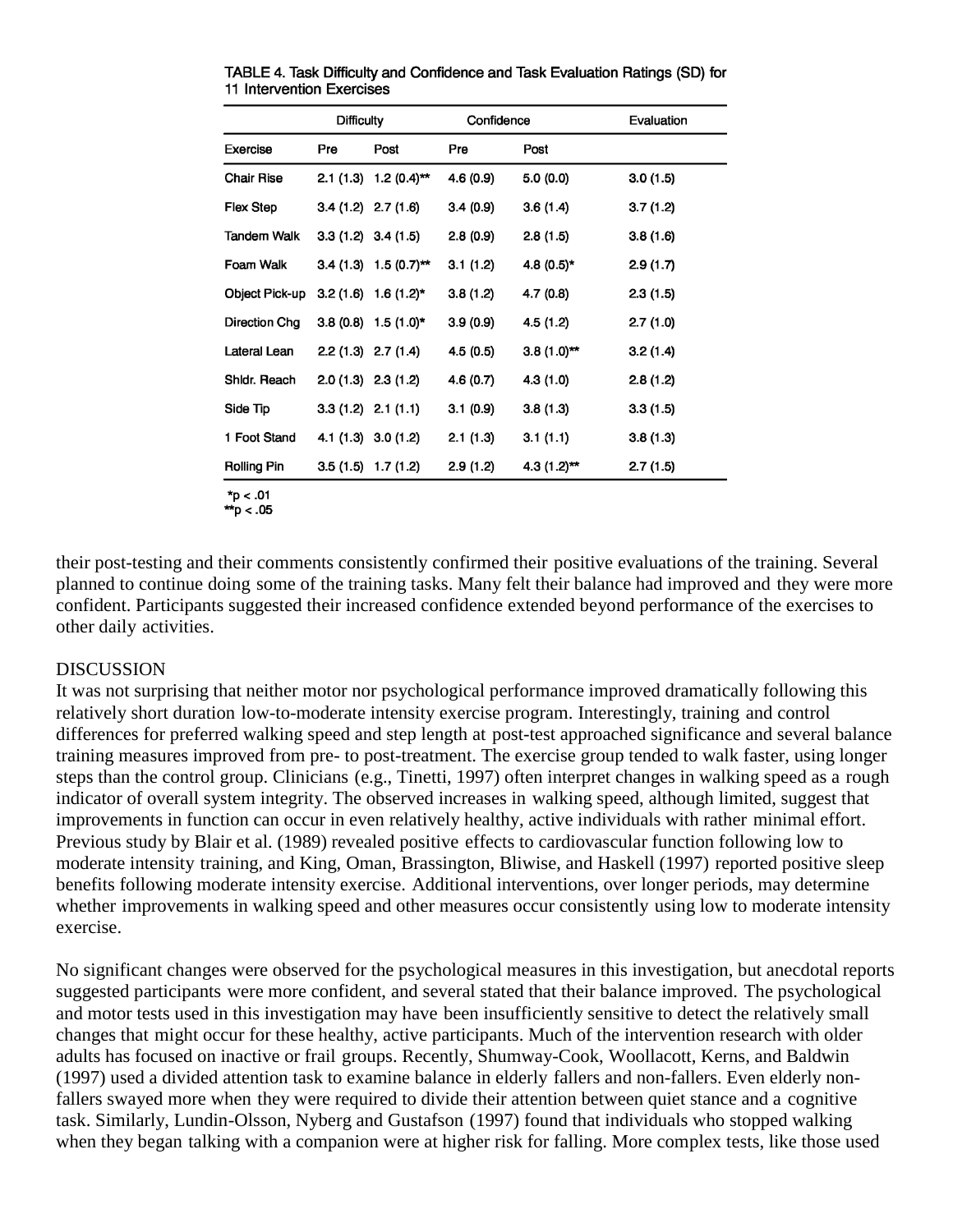TABLE 4. Task Difficulty and Confidence and Task Evaluation Ratings (SD) for 11 Intervention Exercises

| | Difficulty | | Confidence | | Evaluation |
|---|---|---|---|---|---|
| Exercise | Pre | Post | Pre | Post | |
| Chair Rise | 2.1 (1.3) | 1.2 (0.4)** | 4.6 (0.9) | 5.0 (0.0) | 3.0 (1.5) |
| Flex Step | 3.4 (1.2) | 2.7 (1.6) | 3.4 (0.9) | 3.6 (1.4) | 3.7 (1.2) |
| Tandem Walk | 3.3 (1.2) | 3.4 (1.5) | 2.8 (0.9) | 2.8 (1.5) | 3.8 (1.6) |
| Foam Walk | 3.4 (1.3) | 1.5 (0.7)** | 3.1 (1.2) | 4.8 (0.5)* | 2.9 (1.7) |
| Object Pick-up | 3.2 (1.6) | 1.6 (1.2)* | 3.8 (1.2) | 4.7 (0.8) | 2.3 (1.5) |
| Direction Chg | 3.8 (0.8) | 1.5 (1.0)* | 3.9 (0.9) | 4.5 (1.2) | 2.7 (1.0) |
| Lateral Lean | 2.2 (1.3) | 2.7 (1.4) | 4.5 (0.5) | 3.8 (1.0)** | 3.2 (1.4) |
| Shldr. Reach | 2.0 (1.3) | 2.3 (1.2) | 4.6 (0.7) | 4.3 (1.0) | 2.8 (1.2) |
| Side Tip | 3.3 (1.2) | 2.1 (1.1) | 3.1 (0.9) | 3.8 (1.3) | 3.3 (1.5) |
| 1 Foot Stand | 4.1 (1.3) | 3.0 (1.2) | 2.1 (1.3) | 3.1 (1.1) | 3.8 (1.3) |
| Rolling Pin | 3.5 (1.5) | 1.7 (1.2) | 2.9 (1.2) | 4.3 (1.2)** | 2.7 (1.5) |

*$p < .01$
**$p < .05$

their post-testing and their comments consistently confirmed their positive evaluations of the training. Several planned to continue doing some of the training tasks. Many felt their balance had improved and they were more confident. Participants suggested their increased confidence extended beyond performance of the exercises to other daily activities.

## DISCUSSION

It was not surprising that neither motor nor psychological performance improved dramatically following this relatively short duration low-to-moderate intensity exercise program. Interestingly, training and control differences for preferred walking speed and step length at post-test approached significance and several balance training measures improved from pre- to post-treatment. The exercise group tended to walk faster, using longer steps than the control group. Clinicians (e.g., Tinetti, 1997) often interpret changes in walking speed as a rough indicator of overall system integrity. The observed increases in walking speed, although limited, suggest that improvements in function can occur in even relatively healthy, active individuals with rather minimal effort. Previous study by Blair et al. (1989) revealed positive effects to cardiovascular function following low to moderate intensity training, and King, Oman, Brassington, Bliwise, and Haskell (1997) reported positive sleep benefits following moderate intensity exercise. Additional interventions, over longer periods, may determine whether improvements in walking speed and other measures occur consistently using low to moderate intensity exercise.

No significant changes were observed for the psychological measures in this investigation, but anecdotal reports suggested participants were more confident, and several stated that their balance improved. The psychological and motor tests used in this investigation may have been insufficiently sensitive to detect the relatively small changes that might occur for these healthy, active participants. Much of the intervention research with older adults has focused on inactive or frail groups. Recently, Shumway-Cook, Woollacott, Kerns, and Baldwin (1997) used a divided attention task to examine balance in elderly fallers and non-fallers. Even elderly non-fallers swayed more when they were required to divide their attention between quiet stance and a cognitive task. Similarly, Lundin-Olsson, Nyberg and Gustafson (1997) found that individuals who stopped walking when they began talking with a companion were at higher risk for falling. More complex tests, like those used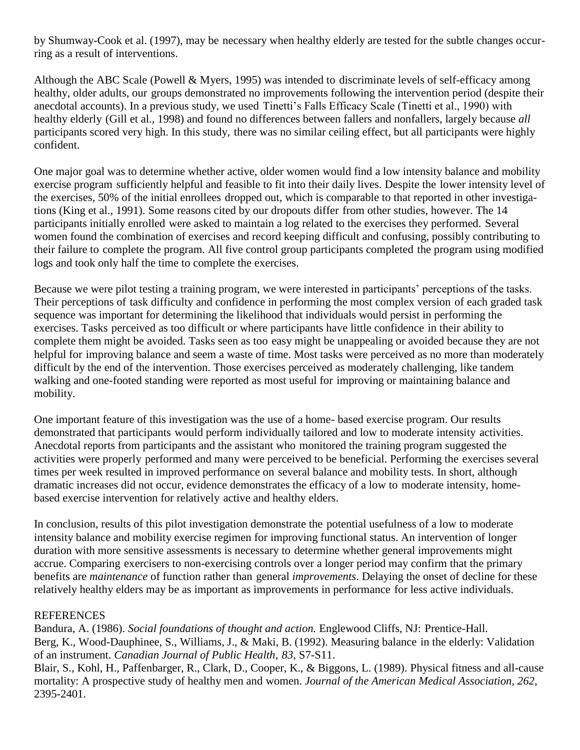by Shumway-Cook et al. (1997), may be necessary when healthy elderly are tested for the subtle changes occurring as a result of interventions.

Although the ABC Scale (Powell & Myers, 1995) was intended to discriminate levels of self-efficacy among healthy, older adults, our groups demonstrated no improvements following the intervention period (despite their anecdotal accounts). In a previous study, we used Tinetti's Falls Efficacy Scale (Tinetti et al., 1990) with healthy elderly (Gill et al., 1998) and found no differences between fallers and nonfallers, largely because *all* participants scored very high. In this study, there was no similar ceiling effect, but all participants were highly confident.

One major goal was to determine whether active, older women would find a low intensity balance and mobility exercise program sufficiently helpful and feasible to fit into their daily lives. Despite the lower intensity level of the exercises, 50% of the initial enrollees dropped out, which is comparable to that reported in other investigations (King et al., 1991). Some reasons cited by our dropouts differ from other studies, however. The 14 participants initially enrolled were asked to maintain a log related to the exercises they performed. Several women found the combination of exercises and record keeping difficult and confusing, possibly contributing to their failure to complete the program. All five control group participants completed the program using modified logs and took only half the time to complete the exercises.

Because we were pilot testing a training program, we were interested in participants' perceptions of the tasks. Their perceptions of task difficulty and confidence in performing the most complex version of each graded task sequence was important for determining the likelihood that individuals would persist in performing the exercises. Tasks perceived as too difficult or where participants have little confidence in their ability to complete them might be avoided. Tasks seen as too easy might be unappealing or avoided because they are not helpful for improving balance and seem a waste of time. Most tasks were perceived as no more than moderately difficult by the end of the intervention. Those exercises perceived as moderately challenging, like tandem walking and one-footed standing were reported as most useful for improving or maintaining balance and mobility.

One important feature of this investigation was the use of a home- based exercise program. Our results demonstrated that participants would perform individually tailored and low to moderate intensity activities. Anecdotal reports from participants and the assistant who monitored the training program suggested the activities were properly performed and many were perceived to be beneficial. Performing the exercises several times per week resulted in improved performance on several balance and mobility tests. In short, although dramatic increases did not occur, evidence demonstrates the efficacy of a low to moderate intensity, home-based exercise intervention for relatively active and healthy elders.

In conclusion, results of this pilot investigation demonstrate the potential usefulness of a low to moderate intensity balance and mobility exercise regimen for improving functional status. An intervention of longer duration with more sensitive assessments is necessary to determine whether general improvements might accrue. Comparing exercisers to non-exercising controls over a longer period may confirm that the primary benefits are *maintenance* of function rather than general *improvements*. Delaying the onset of decline for these relatively healthy elders may be as important as improvements in performance for less active individuals.

## REFERENCES

Bandura, A. (1986). *Social foundations of thought and action.* Englewood Cliffs, NJ: Prentice-Hall.

Berg, K., Wood-Dauphinee, S., Williams, J., & Maki, B. (1992). Measuring balance in the elderly: Validation of an instrument. *Canadian Journal of Public Health*, *83*, S7-S11.

Blair, S., Kohl, H., Paffenbarger, R., Clark, D., Cooper, K., & Biggons, L. (1989). Physical fitness and all-cause mortality: A prospective study of healthy men and women. *Journal of the American Medical Association*, *262*, 2395-2401.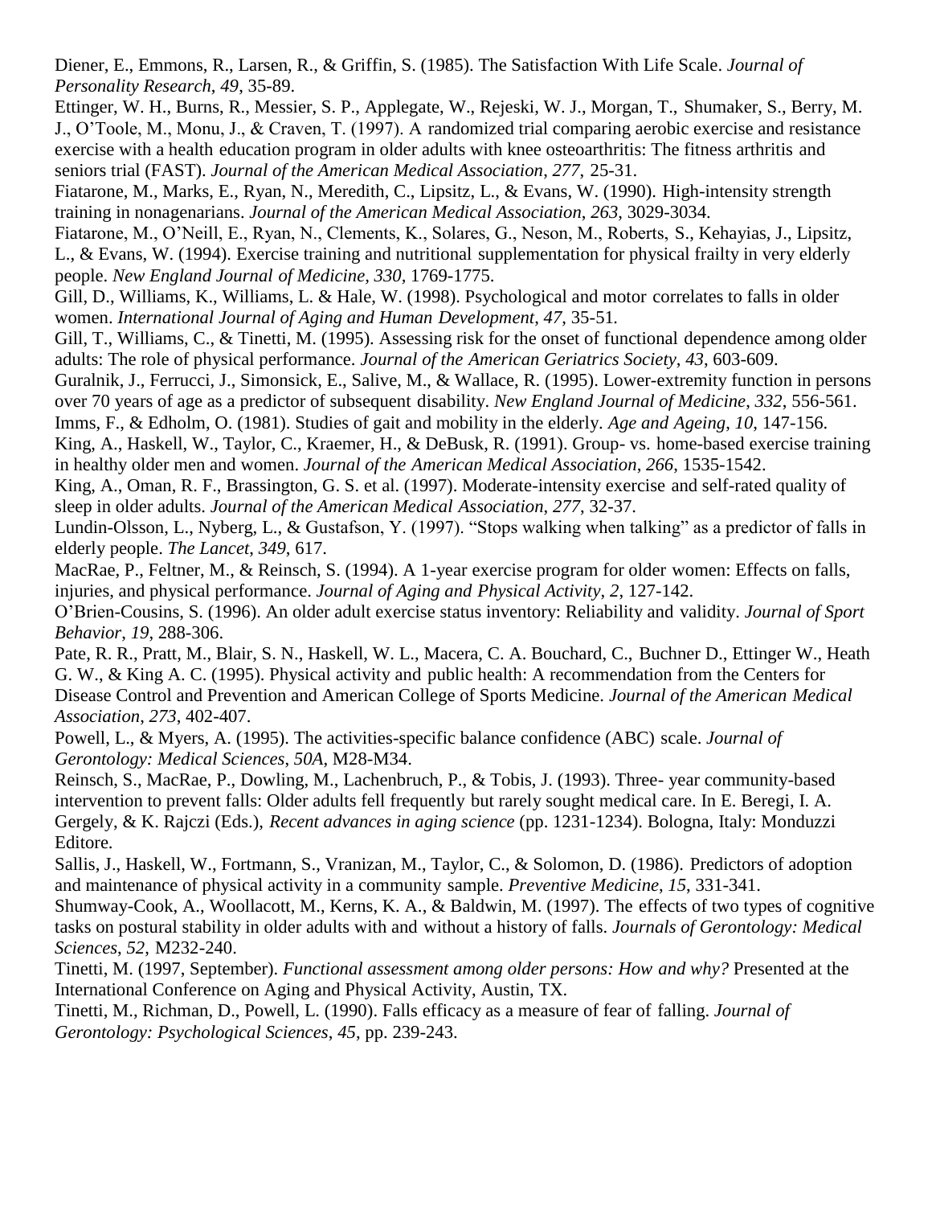Diener, E., Emmons, R., Larsen, R., & Griffin, S. (1985). The Satisfaction With Life Scale. *Journal of Personality Research*, *49*, 35-89.

Ettinger, W. H., Burns, R., Messier, S. P., Applegate, W., Rejeski, W. J., Morgan, T., Shumaker, S., Berry, M. J., O'Toole, M., Monu, J., & Craven, T. (1997). A randomized trial comparing aerobic exercise and resistance exercise with a health education program in older adults with knee osteoarthritis: The fitness arthritis and seniors trial (FAST). *Journal of the American Medical Association*, *277*, 25-31.

Fiatarone, M., Marks, E., Ryan, N., Meredith, C., Lipsitz, L., & Evans, W. (1990). High-intensity strength training in nonagenarians. *Journal of the American Medical Association*, *263*, 3029-3034.

Fiatarone, M., O'Neill, E., Ryan, N., Clements, K., Solares, G., Neson, M., Roberts, S., Kehayias, J., Lipsitz, L., & Evans, W. (1994). Exercise training and nutritional supplementation for physical frailty in very elderly people. *New England Journal of Medicine*, *330*, 1769-1775.

Gill, D., Williams, K., Williams, L. & Hale, W. (1998). Psychological and motor correlates to falls in older women. *International Journal of Aging and Human Development*, *47*, 35-51.

Gill, T., Williams, C., & Tinetti, M. (1995). Assessing risk for the onset of functional dependence among older adults: The role of physical performance. *Journal of the American Geriatrics Society*, *43*, 603-609.

Guralnik, J., Ferrucci, J., Simonsick, E., Salive, M., & Wallace, R. (1995). Lower-extremity function in persons over 70 years of age as a predictor of subsequent disability. *New England Journal of Medicine*, *332*, 556-561.

Imms, F., & Edholm, O. (1981). Studies of gait and mobility in the elderly. *Age and Ageing*, *10*, 147-156.

King, A., Haskell, W., Taylor, C., Kraemer, H., & DeBusk, R. (1991). Group- vs. home-based exercise training in healthy older men and women. *Journal of the American Medical Association*, *266*, 1535-1542.

King, A., Oman, R. F., Brassington, G. S. et al. (1997). Moderate-intensity exercise and self-rated quality of sleep in older adults. *Journal of the American Medical Association*, *277*, 32-37.

Lundin-Olsson, L., Nyberg, L., & Gustafson, Y. (1997). "Stops walking when talking" as a predictor of falls in elderly people. *The Lancet*, *349*, 617.

MacRae, P., Feltner, M., & Reinsch, S. (1994). A 1-year exercise program for older women: Effects on falls, injuries, and physical performance. *Journal of Aging and Physical Activity*, *2*, 127-142.

O'Brien-Cousins, S. (1996). An older adult exercise status inventory: Reliability and validity. *Journal of Sport Behavior*, *19*, 288-306.

Pate, R. R., Pratt, M., Blair, S. N., Haskell, W. L., Macera, C. A. Bouchard, C., Buchner D., Ettinger W., Heath G. W., & King A. C. (1995). Physical activity and public health: A recommendation from the Centers for Disease Control and Prevention and American College of Sports Medicine. *Journal of the American Medical Association*, *273*, 402-407.

Powell, L., & Myers, A. (1995). The activities-specific balance confidence (ABC) scale. *Journal of Gerontology: Medical Sciences*, *50A*, M28-M34.

Reinsch, S., MacRae, P., Dowling, M., Lachenbruch, P., & Tobis, J. (1993). Three- year community-based intervention to prevent falls: Older adults fell frequently but rarely sought medical care. In E. Beregi, I. A. Gergely, & K. Rajczi (Eds.), *Recent advances in aging science* (pp. 1231-1234). Bologna, Italy: Monduzzi Editore.

Sallis, J., Haskell, W., Fortmann, S., Vranizan, M., Taylor, C., & Solomon, D. (1986). Predictors of adoption and maintenance of physical activity in a community sample. *Preventive Medicine*, *15*, 331-341.

Shumway-Cook, A., Woollacott, M., Kerns, K. A., & Baldwin, M. (1997). The effects of two types of cognitive tasks on postural stability in older adults with and without a history of falls. *Journals of Gerontology: Medical Sciences*, *52*, M232-240.

Tinetti, M. (1997, September). *Functional assessment among older persons: How and why?* Presented at the International Conference on Aging and Physical Activity, Austin, TX.

Tinetti, M., Richman, D., Powell, L. (1990). Falls efficacy as a measure of fear of falling. *Journal of Gerontology: Psychological Sciences*, *45*, pp. 239-243.